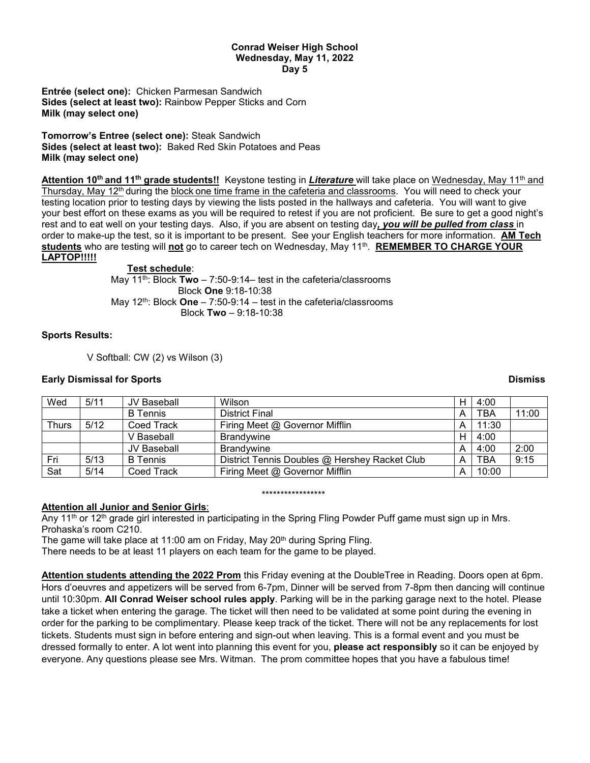**Conrad Weiser High School**
**Wednesday, May 11, 2022**
**Day 5**

**Entrée (select one):** Chicken Parmesan Sandwich
**Sides (select at least two):** Rainbow Pepper Sticks and Corn
**Milk (may select one)**

**Tomorrow's Entree (select one):** Steak Sandwich
**Sides (select at least two):** Baked Red Skin Potatoes and Peas
**Milk (may select one)**

**Attention 10th and 11th grade students!!** Keystone testing in ***Literature*** will take place on Wednesday, May 11th and Thursday, May 12th during the block one time frame in the cafeteria and classrooms. You will need to check your testing location prior to testing days by viewing the lists posted in the hallways and cafeteria. You will want to give your best effort on these exams as you will be required to retest if you are not proficient. Be sure to get a good night's rest and to eat well on your testing days. Also, if you are absent on testing day***, you will be pulled from class*** in order to make-up the test, so it is important to be present. See your English teachers for more information. **AM Tech students** who are testing will **not** go to career tech on Wednesday, May 11th. **REMEMBER TO CHARGE YOUR LAPTOP!!!!!**

**Test schedule**:
May 11th: Block **Two** – 7:50-9:14– test in the cafeteria/classrooms
Block **One** 9:18-10:38
May 12th: Block **One** – 7:50-9:14 – test in the cafeteria/classrooms
Block **Two** – 9:18-10:38

**Sports Results:**

V Softball: CW (2) vs Wilson (3)

**Early Dismissal for Sports** **Dismiss**

| | | | | | | |
|---|---|---|---|---|---|---|
| Wed | 5/11 | JV Baseball | Wilson | H | 4:00 | |
| | | B Tennis | District Final | A | TBA | 11:00 |
| Thurs | 5/12 | Coed Track | Firing Meet @ Governor Mifflin | A | 11:30 | |
| | | V Baseball | Brandywine | H | 4:00 | |
| | | JV Baseball | Brandywine | A | 4:00 | 2:00 |
| Fri | 5/13 | B Tennis | District Tennis Doubles @ Hershey Racket Club | A | TBA | 9:15 |
| Sat | 5/14 | Coed Track | Firing Meet @ Governor Mifflin | A | 10:00 | |

*****************

**Attention all Junior and Senior Girls**:
Any 11th or 12th grade girl interested in participating in the Spring Fling Powder Puff game must sign up in Mrs. Prohaska's room C210.
The game will take place at 11:00 am on Friday, May 20th during Spring Fling.
There needs to be at least 11 players on each team for the game to be played.

**Attention students attending the 2022 Prom** this Friday evening at the DoubleTree in Reading. Doors open at 6pm. Hors d'oeuvres and appetizers will be served from 6-7pm, Dinner will be served from 7-8pm then dancing will continue until 10:30pm. **All Conrad Weiser school rules apply**. Parking will be in the parking garage next to the hotel. Please take a ticket when entering the garage. The ticket will then need to be validated at some point during the evening in order for the parking to be complimentary. Please keep track of the ticket. There will not be any replacements for lost tickets. Students must sign in before entering and sign-out when leaving. This is a formal event and you must be dressed formally to enter. A lot went into planning this event for you, **please act responsibly** so it can be enjoyed by everyone. Any questions please see Mrs. Witman. The prom committee hopes that you have a fabulous time!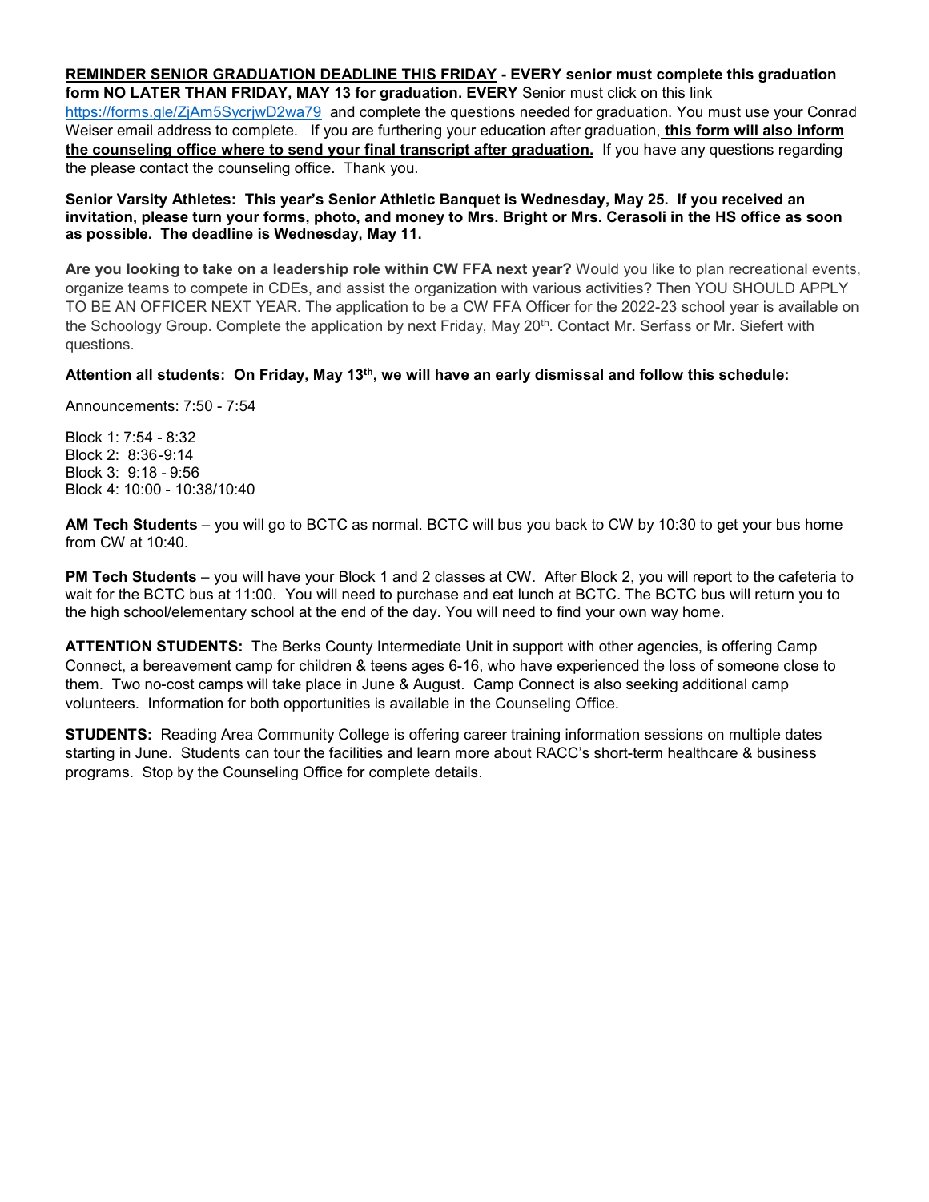**REMINDER SENIOR GRADUATION DEADLINE THIS FRIDAY - EVERY senior must complete this graduation form NO LATER THAN FRIDAY, MAY 13 for graduation. EVERY** Senior must click on this link https://forms.gle/ZjAm5SycrjwD2wa79 and complete the questions needed for graduation. You must use your Conrad Weiser email address to complete. If you are furthering your education after graduation, **this form will also inform the counseling office where to send your final transcript after graduation.** If you have any questions regarding the please contact the counseling office. Thank you.

**Senior Varsity Athletes: This year's Senior Athletic Banquet is Wednesday, May 25. If you received an invitation, please turn your forms, photo, and money to Mrs. Bright or Mrs. Cerasoli in the HS office as soon as possible. The deadline is Wednesday, May 11.**

**Are you looking to take on a leadership role within CW FFA next year?** Would you like to plan recreational events, organize teams to compete in CDEs, and assist the organization with various activities? Then YOU SHOULD APPLY TO BE AN OFFICER NEXT YEAR. The application to be a CW FFA Officer for the 2022-23 school year is available on the Schoology Group. Complete the application by next Friday, May 20th. Contact Mr. Serfass or Mr. Siefert with questions.

**Attention all students: On Friday, May 13th, we will have an early dismissal and follow this schedule:**

Announcements: 7:50 - 7:54

Block 1: 7:54 - 8:32
Block 2: 8:36-9:14
Block 3: 9:18 - 9:56
Block 4: 10:00 - 10:38/10:40

**AM Tech Students** – you will go to BCTC as normal. BCTC will bus you back to CW by 10:30 to get your bus home from CW at 10:40.

**PM Tech Students** – you will have your Block 1 and 2 classes at CW. After Block 2, you will report to the cafeteria to wait for the BCTC bus at 11:00. You will need to purchase and eat lunch at BCTC. The BCTC bus will return you to the high school/elementary school at the end of the day. You will need to find your own way home.

**ATTENTION STUDENTS:** The Berks County Intermediate Unit in support with other agencies, is offering Camp Connect, a bereavement camp for children & teens ages 6-16, who have experienced the loss of someone close to them. Two no-cost camps will take place in June & August. Camp Connect is also seeking additional camp volunteers. Information for both opportunities is available in the Counseling Office.

**STUDENTS:** Reading Area Community College is offering career training information sessions on multiple dates starting in June. Students can tour the facilities and learn more about RACC's short-term healthcare & business programs. Stop by the Counseling Office for complete details.